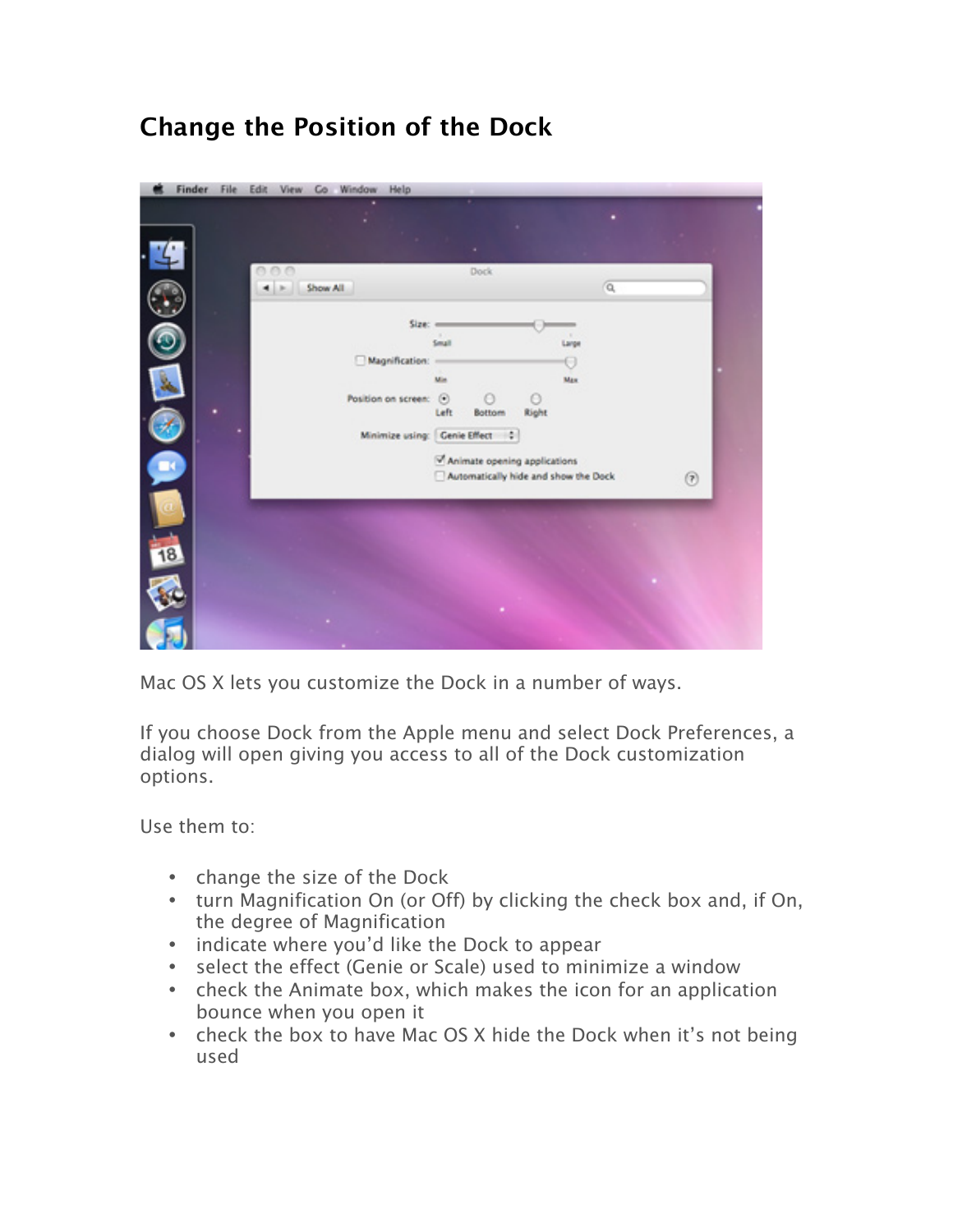# Change the Position of the Dock

Mac OS X lets you customize the Dock in a number of ways.

If you choose Dock from the Apple menu and select Dock Preferences, a dialog will open giving you access to all of the Dock customization options.

Use them to:

- change the size of the Dock
- turn Magnification On (or Off) by clicking the check box and, if On, the degree of Magnification
- indicate where you'd like the Dock to appear
- select the effect (Genie or Scale) used to minimize a window
- check the Animate box, which makes the icon for an application bounce when you open it
- check the box to have Mac OS X hide the Dock when it's not being used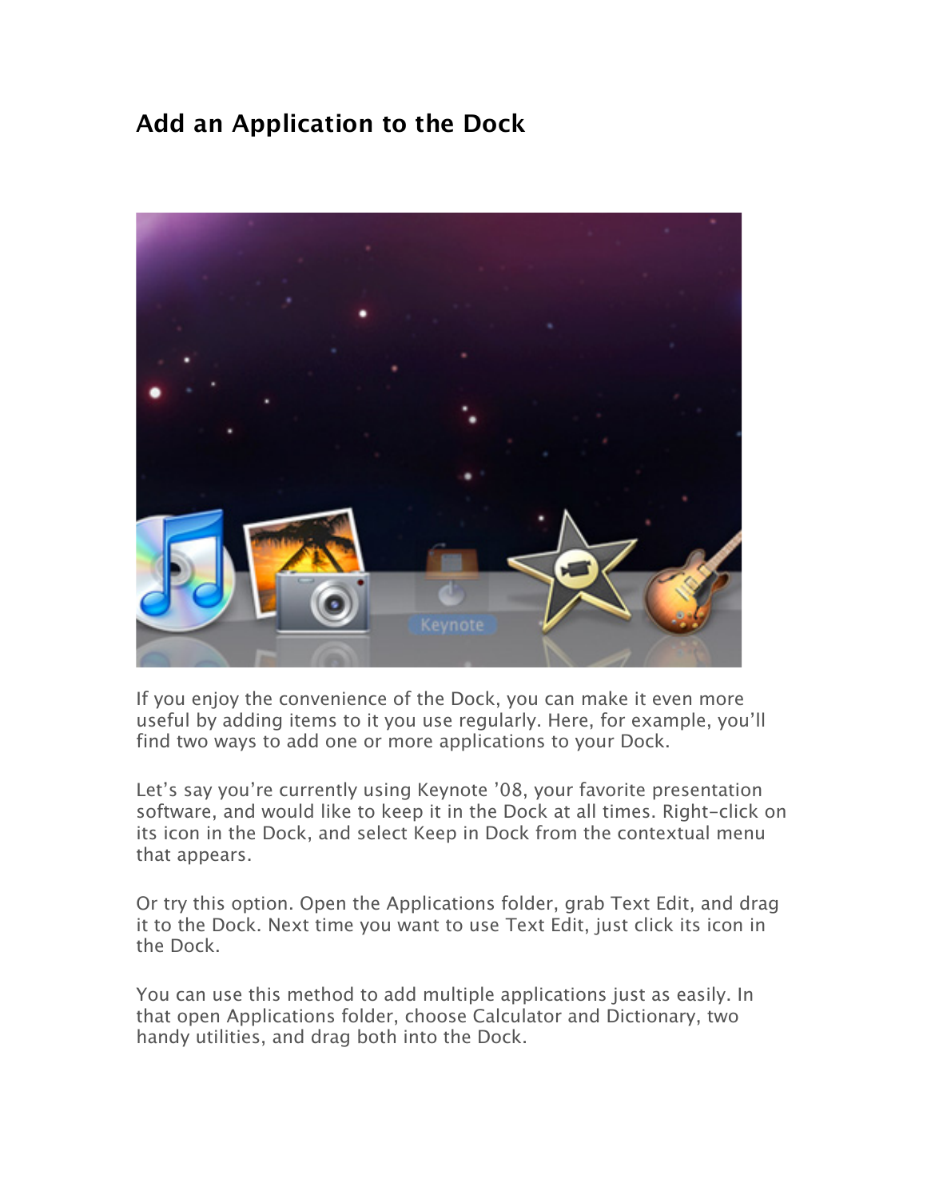## Add an Application to the Dock

If you enjoy the convenience of the Dock, you can make it even more useful by adding items to it you use regularly. Here, for example, you'll find two ways to add one or more applications to your Dock.

Let's say you're currently using Keynote '08, your favorite presentation software, and would like to keep it in the Dock at all times. Right-click on its icon in the Dock, and select Keep in Dock from the contextual menu that appears.

Or try this option. Open the Applications folder, grab Text Edit, and drag it to the Dock. Next time you want to use Text Edit, just click its icon in the Dock.

You can use this method to add multiple applications just as easily. In that open Applications folder, choose Calculator and Dictionary, two handy utilities, and drag both into the Dock.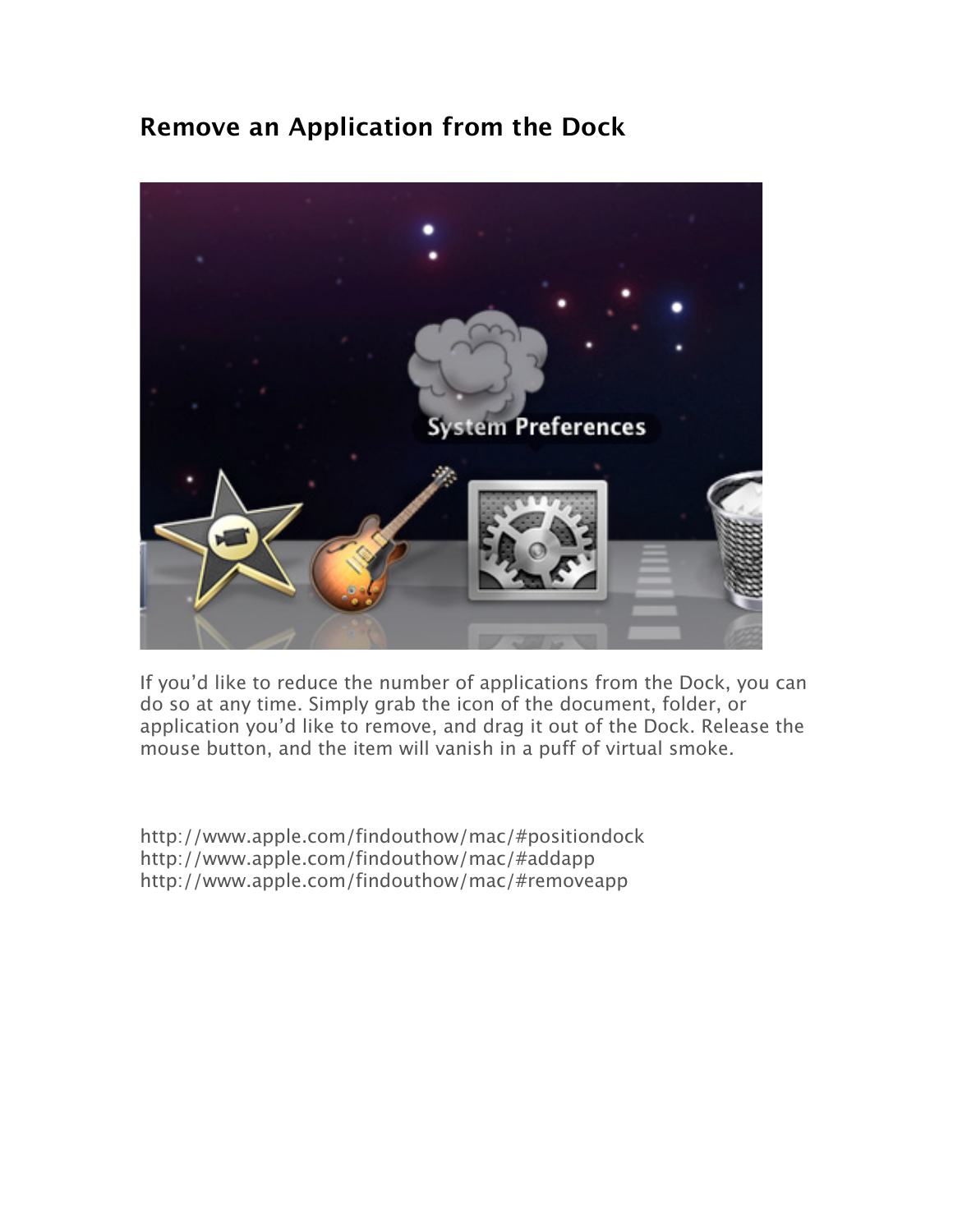## Remove an Application from the Dock

If you'd like to reduce the number of applications from the Dock, you can do so at any time. Simply grab the icon of the document, folder, or application you'd like to remove, and drag it out of the Dock. Release the mouse button, and the item will vanish in a puff of virtual smoke.

http://www.apple.com/findouthow/mac/#positiondock
http://www.apple.com/findouthow/mac/#addapp
http://www.apple.com/findouthow/mac/#removeapp